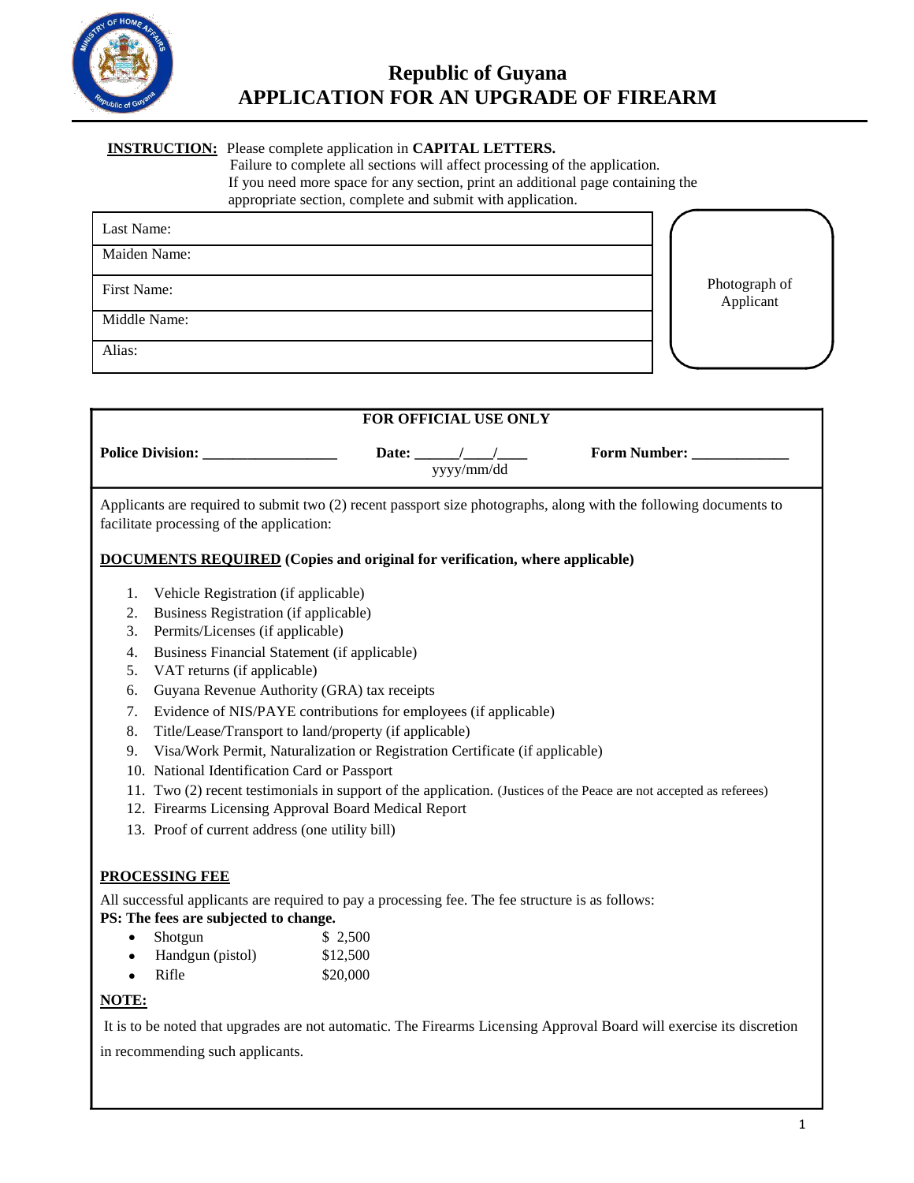# Republic of Guyana
# APPLICATION FOR AN UPGRADE OF FIREARM

**INSTRUCTION:** Please complete application in **CAPITAL LETTERS.**
Failure to complete all sections will affect processing of the application.
If you need more space for any section, print an additional page containing the appropriate section, complete and submit with application.

| | |
|---|---|
| Last Name: | Photograph of Applicant |
| Maiden Name: | |
| First Name: | |
| Middle Name: | |
| Alias: | |

**FOR OFFICIAL USE ONLY**

**Police Division:** __________________ **Date:** ______/____/____ (yyyy/mm/dd) **Form Number:** _____________

Applicants are required to submit two (2) recent passport size photographs, along with the following documents to facilitate processing of the application:

**DOCUMENTS REQUIRED (Copies and original for verification, where applicable)**

1. Vehicle Registration (if applicable)
2. Business Registration (if applicable)
3. Permits/Licenses (if applicable)
4. Business Financial Statement (if applicable)
5. VAT returns (if applicable)
6. Guyana Revenue Authority (GRA) tax receipts
7. Evidence of NIS/PAYE contributions for employees (if applicable)
8. Title/Lease/Transport to land/property (if applicable)
9. Visa/Work Permit, Naturalization or Registration Certificate (if applicable)
10. National Identification Card or Passport
11. Two (2) recent testimonials in support of the application. (Justices of the Peace are not accepted as referees)
12. Firearms Licensing Approval Board Medical Report
13. Proof of current address (one utility bill)

**PROCESSING FEE**

All successful applicants are required to pay a processing fee. The fee structure is as follows:
**PS: The fees are subjected to change.**

- Shotgun $ 2,500
- Handgun (pistol) $12,500
- Rifle $20,000

**NOTE:**

It is to be noted that upgrades are not automatic. The Firearms Licensing Approval Board will exercise its discretion in recommending such applicants.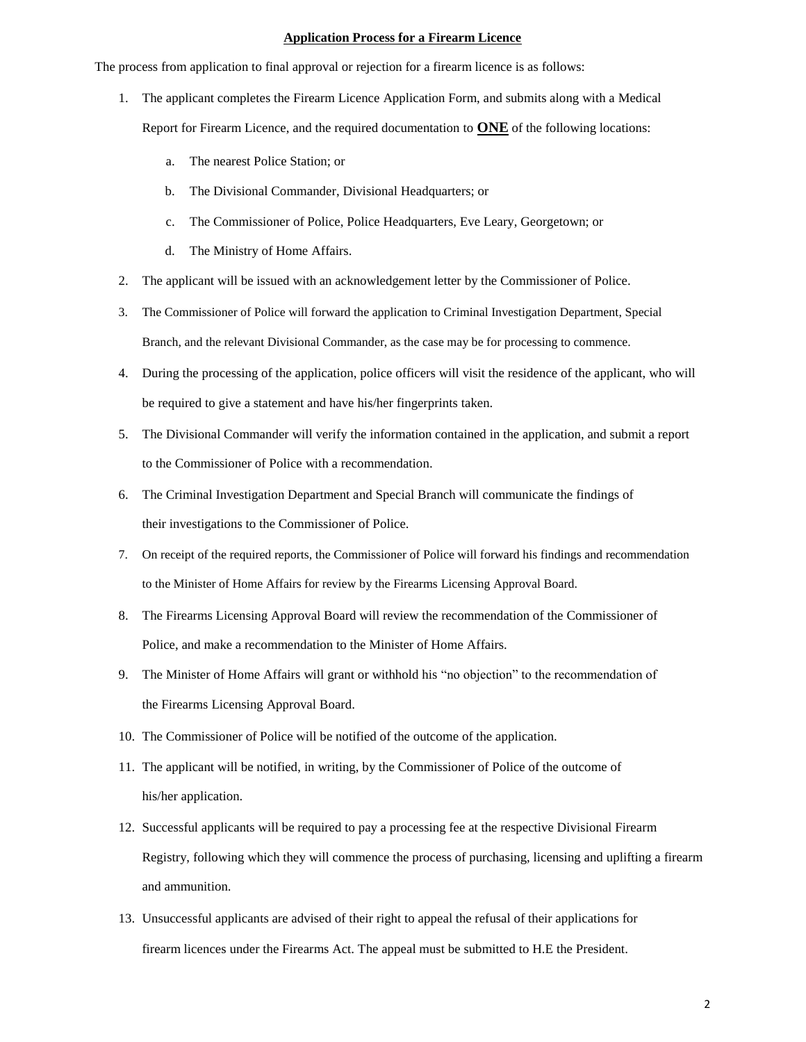## Application Process for a Firearm Licence

The process from application to final approval or rejection for a firearm licence is as follows:

1. The applicant completes the Firearm Licence Application Form, and submits along with a Medical Report for Firearm Licence, and the required documentation to **ONE** of the following locations:
    a. The nearest Police Station; or
    b. The Divisional Commander, Divisional Headquarters; or
    c. The Commissioner of Police, Police Headquarters, Eve Leary, Georgetown; or
    d. The Ministry of Home Affairs.
2. The applicant will be issued with an acknowledgement letter by the Commissioner of Police.
3. The Commissioner of Police will forward the application to Criminal Investigation Department, Special Branch, and the relevant Divisional Commander, as the case may be for processing to commence.
4. During the processing of the application, police officers will visit the residence of the applicant, who will be required to give a statement and have his/her fingerprints taken.
5. The Divisional Commander will verify the information contained in the application, and submit a report to the Commissioner of Police with a recommendation.
6. The Criminal Investigation Department and Special Branch will communicate the findings of their investigations to the Commissioner of Police.
7. On receipt of the required reports, the Commissioner of Police will forward his findings and recommendation to the Minister of Home Affairs for review by the Firearms Licensing Approval Board.
8. The Firearms Licensing Approval Board will review the recommendation of the Commissioner of Police, and make a recommendation to the Minister of Home Affairs.
9. The Minister of Home Affairs will grant or withhold his "no objection" to the recommendation of the Firearms Licensing Approval Board.
10. The Commissioner of Police will be notified of the outcome of the application.
11. The applicant will be notified, in writing, by the Commissioner of Police of the outcome of his/her application.
12. Successful applicants will be required to pay a processing fee at the respective Divisional Firearm Registry, following which they will commence the process of purchasing, licensing and uplifting a firearm and ammunition.
13. Unsuccessful applicants are advised of their right to appeal the refusal of their applications for firearm licences under the Firearms Act. The appeal must be submitted to H.E the President.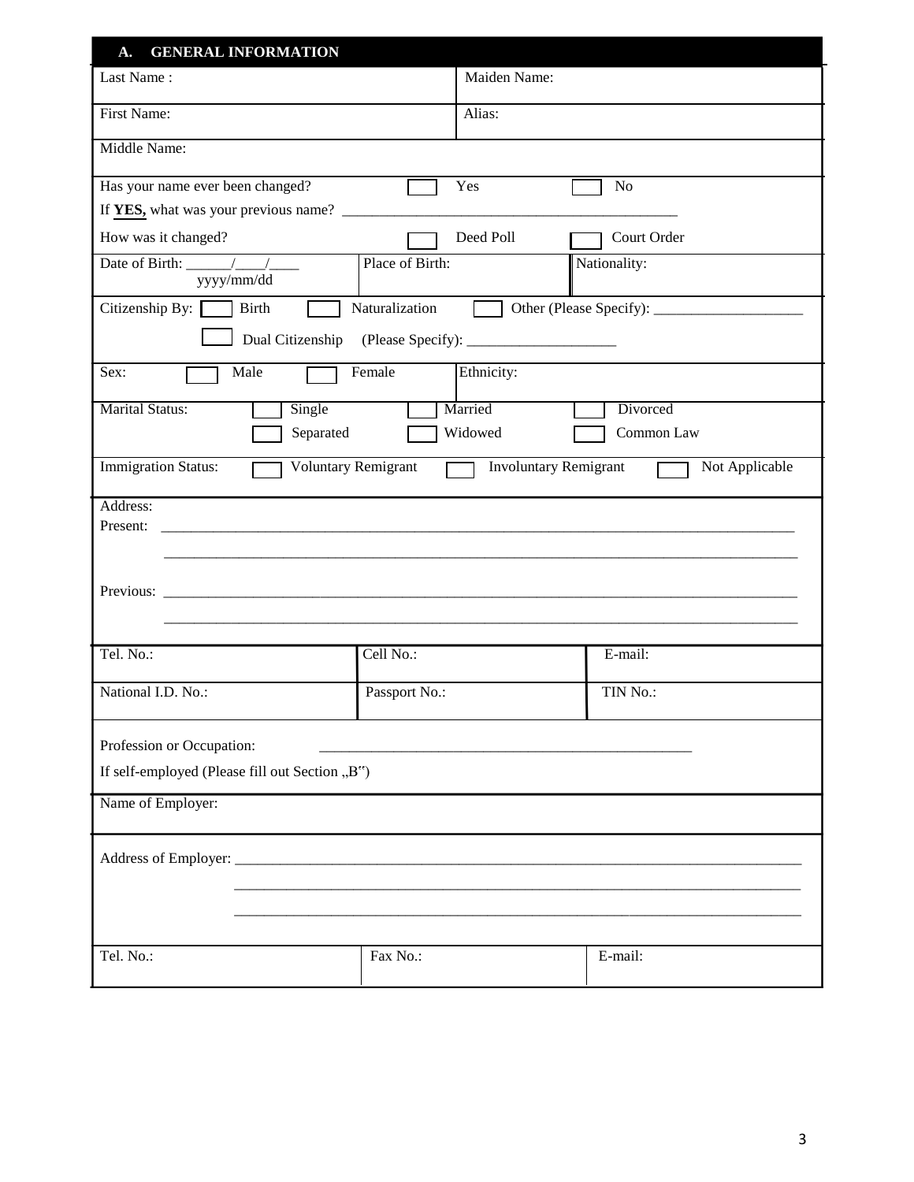## A. GENERAL INFORMATION

| Last Name : | Maiden Name: |
|---|---|
| First Name: | Alias: |
| Middle Name: | |

Has your name ever been changed? ☐ Yes ☐ No

If **YES,** what was your previous name? ____________________________________________

How was it changed? ☐ Deed Poll ☐ Court Order

| Date of Birth: ______/____/____ yyyy/mm/dd | Place of Birth: | Nationality: |
|---|---|---|

Citizenship By: ☐ Birth ☐ Naturalization ☐ Other (Please Specify): ____________________

☐ Dual Citizenship (Please Specify): ____________________

Sex: ☐ Male ☐ Female | Ethnicity:

Marital Status: ☐ Single ☐ Married ☐ Divorced ☐ Separated ☐ Widowed ☐ Common Law

Immigration Status: ☐ Voluntary Remigrant ☐ Involuntary Remigrant ☐ Not Applicable

Address:

Present: ________________________________________________________________________________

________________________________________________________________________________

Previous: ________________________________________________________________________________

________________________________________________________________________________

| Tel. No.: | Cell No.: | E-mail: |
|---|---|---|
| National I.D. No.: | Passport No.: | TIN No.: |

Profession or Occupation: __________________________________________________

If self-employed (Please fill out Section „B")

Name of Employer:

Address of Employer: ________________________________________________________________________________

________________________________________________________________________________

________________________________________________________________________________

| Tel. No.: | Fax No.: | E-mail: |
|---|---|---|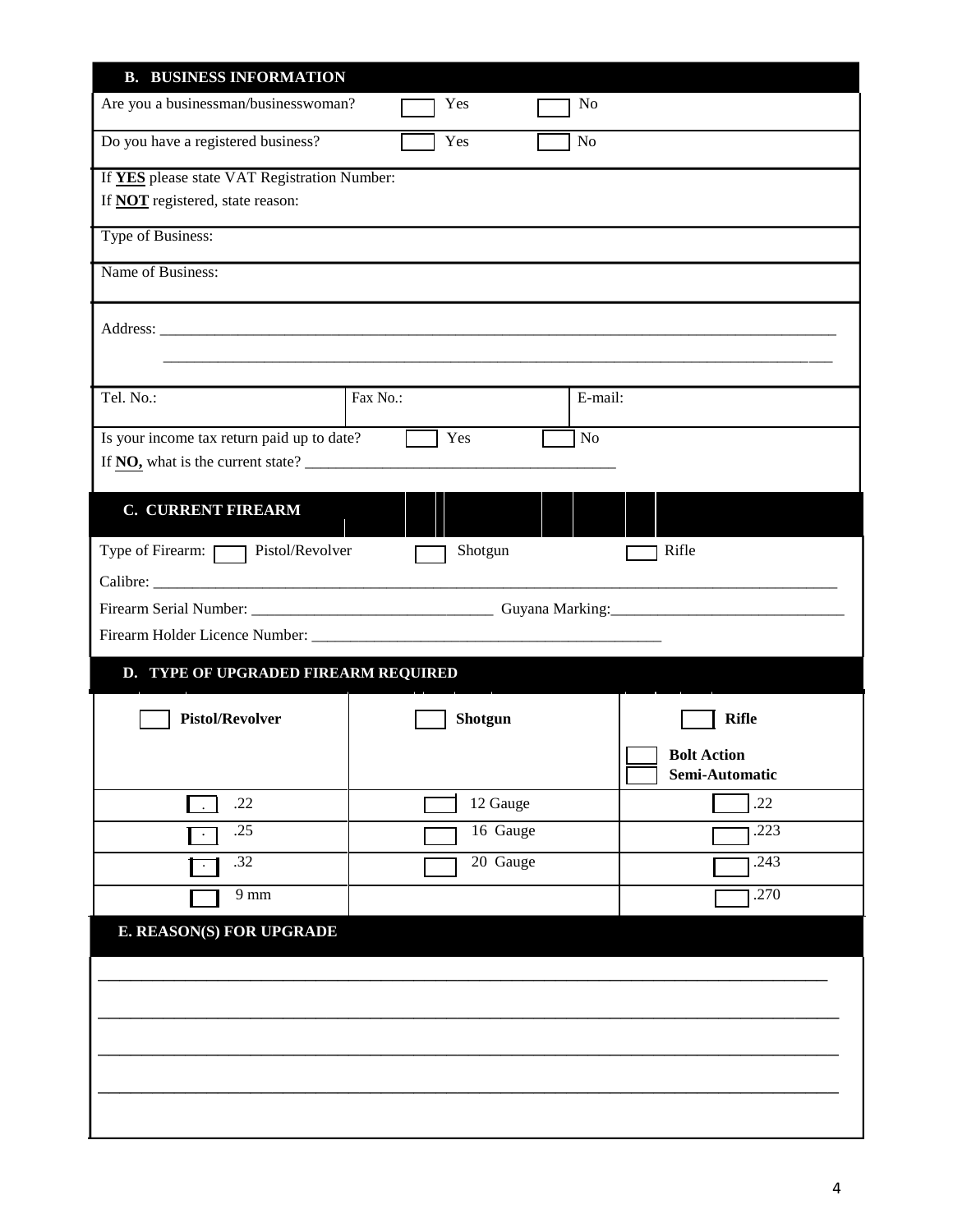## B. BUSINESS INFORMATION

Are you a businessman/businesswoman? ☐ Yes ☐ No

Do you have a registered business? ☐ Yes ☐ No

If **YES** please state VAT Registration Number:

If **NOT** registered, state reason:

Type of Business:

Name of Business:

Address: ______________________________________________________________________________

______________________________________________________________________________

| Tel. No.: | Fax No.: | E-mail: |
|---|---|---|

Is your income tax return paid up to date? ☐ Yes ☐ No

If **NO,** what is the current state? ________________________________________

## C. CURRENT FIREARM

Type of Firearm: ☐ Pistol/Revolver ☐ Shotgun ☐ Rifle

Calibre: ______________________________________________________________________________

Firearm Serial Number: ______________________________ Guyana Marking:______________________________

Firearm Holder Licence Number: ______________________________________________

## D. TYPE OF UPGRADED FIREARM REQUIRED

| ☐ **Pistol/Revolver** | ☐ **Shotgun** | ☐ **Rifle**<br>☐ **Bolt Action**<br>☐ **Semi-Automatic** |
|---|---|---|
| ☐ .22 | ☐ 12 Gauge | ☐ .22 |
| ☐ .25 | ☐ 16 Gauge | ☐ .223 |
| ☐ .32 | ☐ 20 Gauge | ☐ .243 |
| ☐ 9 mm | | ☐ .270 |

## E. REASON(S) FOR UPGRADE

______________________________________________________________________________

______________________________________________________________________________

______________________________________________________________________________

______________________________________________________________________________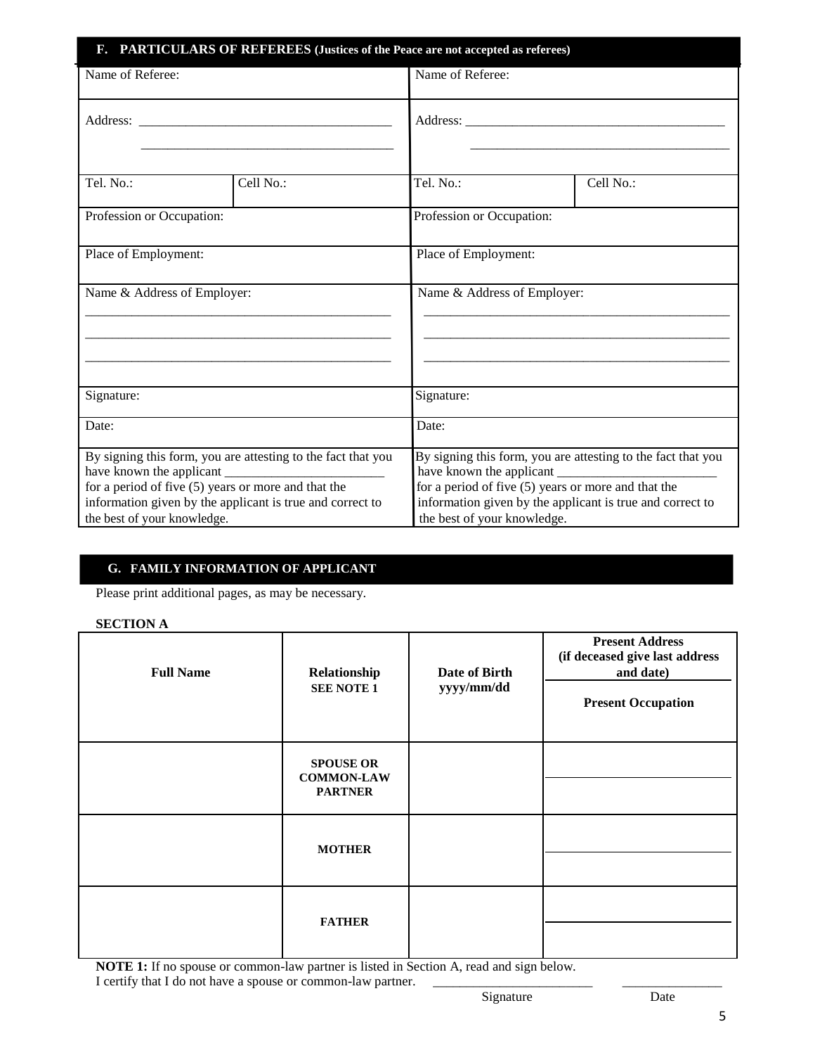## F. PARTICULARS OF REFEREES (Justices of the Peace are not accepted as referees)

| Name of Referee: | | Name of Referee: | |
|---|---|---|---|
| Address: ______________________________________<br>______________________________________ | | Address: ______________________________________<br>______________________________________ | |
| Tel. No.: | Cell No.: | Tel. No.: | Cell No.: |
| Profession or Occupation: | | Profession or Occupation: | |
| Place of Employment: | | Place of Employment: | |
| Name & Address of Employer:<br>______________________________________<br>______________________________________<br>______________________________________ | | Name & Address of Employer:<br>______________________________________<br>______________________________________<br>______________________________________ | |
| Signature: | | Signature: | |
| Date: | | Date: | |
| By signing this form, you are attesting to the fact that you have known the applicant ________________________ for a period of five (5) years or more and that the information given by the applicant is true and correct to the best of your knowledge. | | By signing this form, you are attesting to the fact that you have known the applicant ________________________ for a period of five (5) years or more and that the information given by the applicant is true and correct to the best of your knowledge. | |

## G. FAMILY INFORMATION OF APPLICANT

Please print additional pages, as may be necessary.

**SECTION A**

| **Full Name** | **Relationship**<br>**SEE NOTE 1** | **Date of Birth**<br>**yyyy/mm/dd** | **Present Address (if deceased give last address and date)**<br>**Present Occupation** |
|---|---|---|---|
| | **SPOUSE OR COMMON-LAW PARTNER** | | |
| | **MOTHER** | | |
| | **FATHER** | | |

**NOTE 1:** If no spouse or common-law partner is listed in Section A, read and sign below.

I certify that I do not have a spouse or common-law partner. ________________________ _______________

Signature Date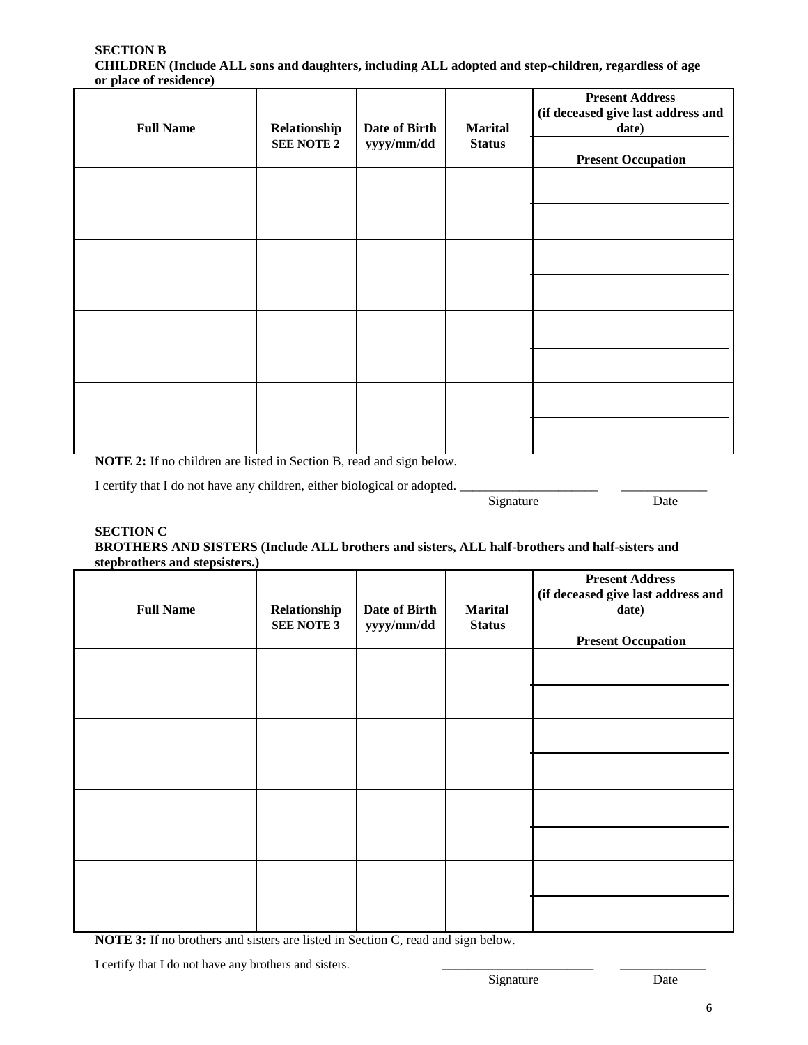**SECTION B**
**CHILDREN (Include ALL sons and daughters, including ALL adopted and step-children, regardless of age or place of residence)**

| Full Name | Relationship<br>SEE NOTE 2 | Date of Birth<br>yyyy/mm/dd | Marital Status | Present Address (if deceased give last address and date)<br>Present Occupation |
|---|---|---|---|---|
| | | | | |
| | | | | |
| | | | | |
| | | | | |

**NOTE 2:** If no children are listed in Section B, read and sign below.

I certify that I do not have any children, either biological or adopted. _____________________ _____________
Signature Date

**SECTION C**
**BROTHERS AND SISTERS (Include ALL brothers and sisters, ALL half-brothers and half-sisters and stepbrothers and stepsisters.)**

| Full Name | Relationship<br>SEE NOTE 3 | Date of Birth<br>yyyy/mm/dd | Marital Status | Present Address (if deceased give last address and date)<br>Present Occupation |
|---|---|---|---|---|
| | | | | |
| | | | | |
| | | | | |
| | | | | |

**NOTE 3:** If no brothers and sisters are listed in Section C, read and sign below.

I certify that I do not have any brothers and sisters. _______________________ _____________
Signature Date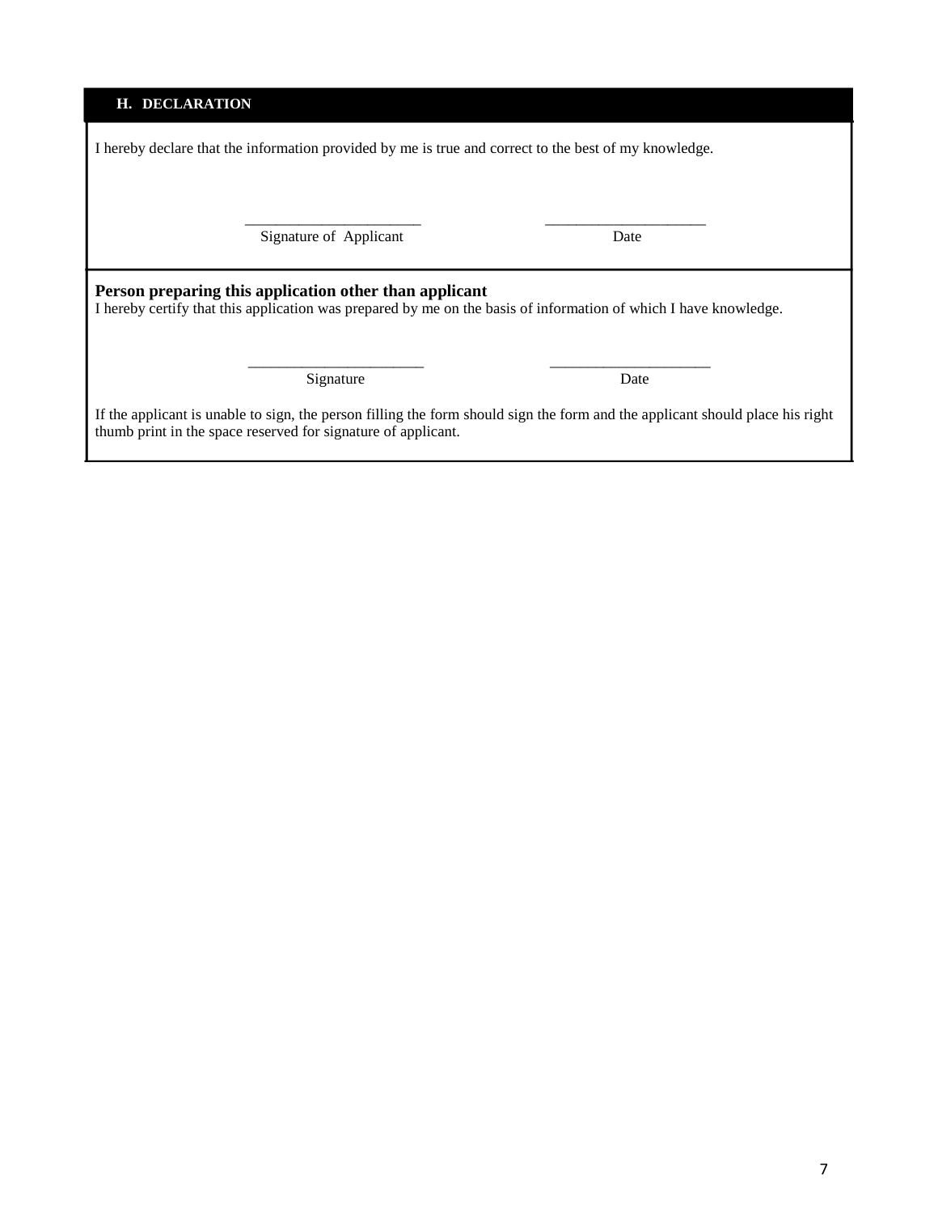## H. DECLARATION

I hereby declare that the information provided by me is true and correct to the best of my knowledge.

\_\_\_\_\_\_\_\_\_\_\_\_\_\_\_\_\_\_\_\_\_\_\_ \_\_\_\_\_\_\_\_\_\_\_\_\_\_\_\_\_\_\_\_\_

Signature of Applicant Date

**Person preparing this application other than applicant**

I hereby certify that this application was prepared by me on the basis of information of which I have knowledge.

\_\_\_\_\_\_\_\_\_\_\_\_\_\_\_\_\_\_\_\_\_\_\_ \_\_\_\_\_\_\_\_\_\_\_\_\_\_\_\_\_\_\_\_\_

Signature Date

If the applicant is unable to sign, the person filling the form should sign the form and the applicant should place his right thumb print in the space reserved for signature of applicant.